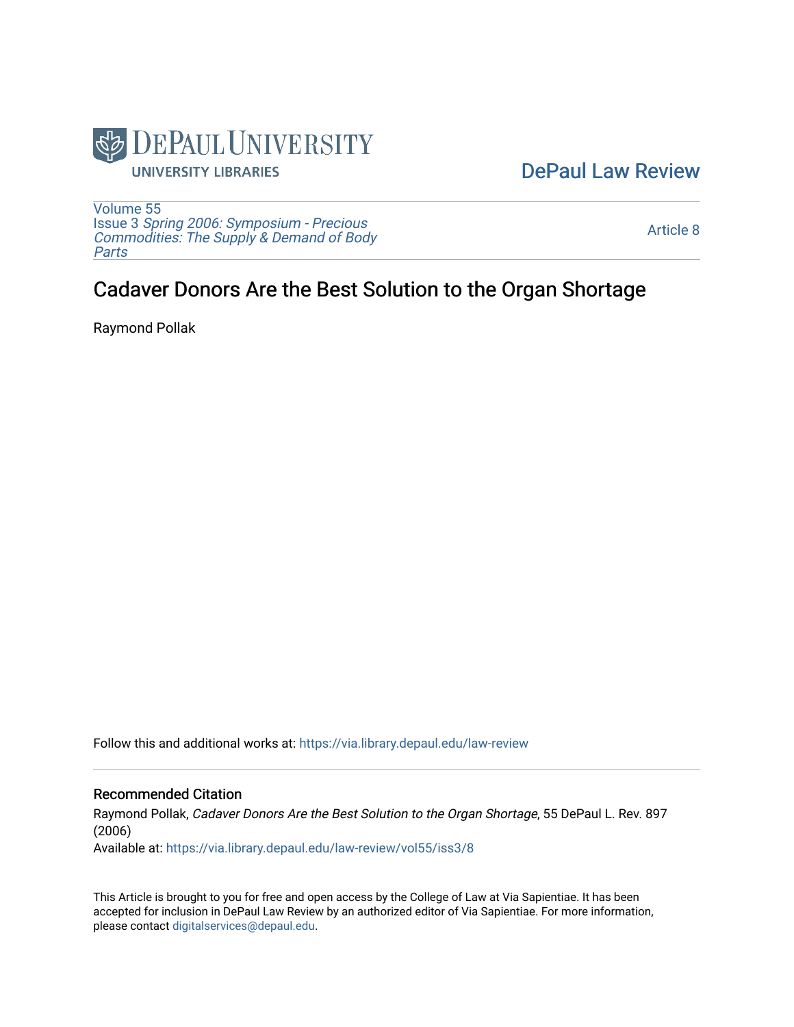DePaul University
UNIVERSITY LIBRARIES

DePaul Law Review

Volume 55
Issue 3 *Spring 2006: Symposium - Precious Commodities: The Supply & Demand of Body Parts*

Article 8

# Cadaver Donors Are the Best Solution to the Organ Shortage

Raymond Pollak

Follow this and additional works at: https://via.library.depaul.edu/law-review

## Recommended Citation

Raymond Pollak, *Cadaver Donors Are the Best Solution to the Organ Shortage*, 55 DePaul L. Rev. 897 (2006)
Available at: https://via.library.depaul.edu/law-review/vol55/iss3/8

This Article is brought to you for free and open access by the College of Law at Via Sapientiae. It has been accepted for inclusion in DePaul Law Review by an authorized editor of Via Sapientiae. For more information, please contact digitalservices@depaul.edu.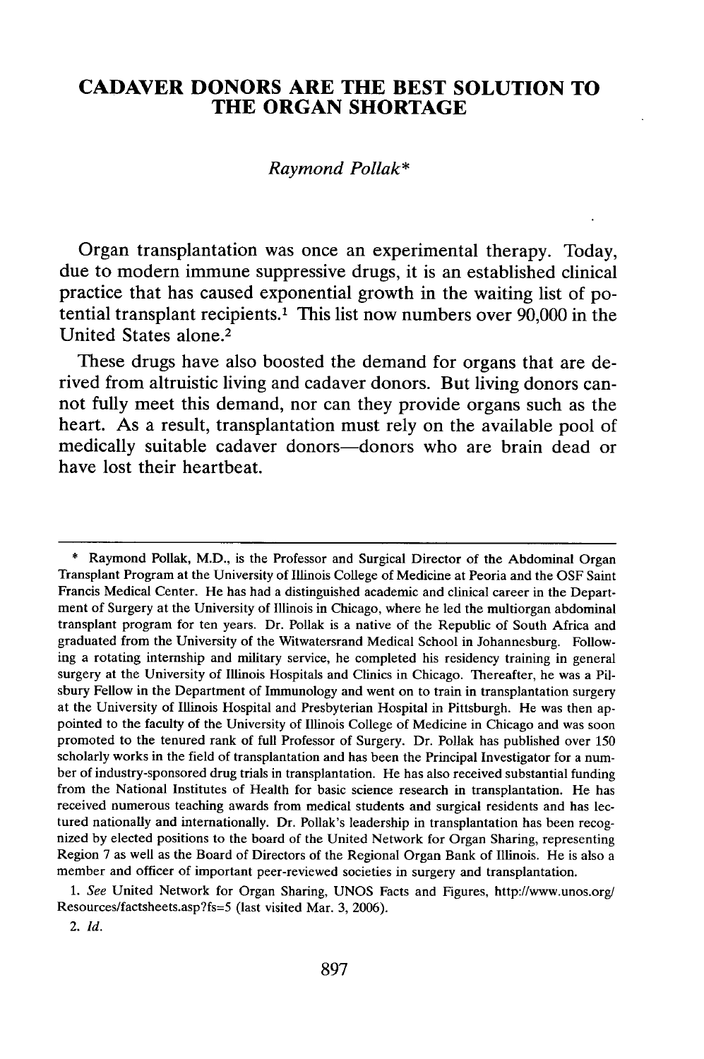# CADAVER DONORS ARE THE BEST SOLUTION TO THE ORGAN SHORTAGE

*Raymond Pollak\**

Organ transplantation was once an experimental therapy. Today, due to modern immune suppressive drugs, it is an established clinical practice that has caused exponential growth in the waiting list of potential transplant recipients.[1] This list now numbers over 90,000 in the United States alone.[2]

These drugs have also boosted the demand for organs that are derived from altruistic living and cadaver donors. But living donors cannot fully meet this demand, nor can they provide organs such as the heart. As a result, transplantation must rely on the available pool of medically suitable cadaver donors—donors who are brain dead or have lost their heartbeat.

---

\* Raymond Pollak, M.D., is the Professor and Surgical Director of the Abdominal Organ Transplant Program at the University of Illinois College of Medicine at Peoria and the OSF Saint Francis Medical Center. He has had a distinguished academic and clinical career in the Department of Surgery at the University of Illinois in Chicago, where he led the multiorgan abdominal transplant program for ten years. Dr. Pollak is a native of the Republic of South Africa and graduated from the University of the Witwatersrand Medical School in Johannesburg. Following a rotating internship and military service, he completed his residency training in general surgery at the University of Illinois Hospitals and Clinics in Chicago. Thereafter, he was a Pilsbury Fellow in the Department of Immunology and went on to train in transplantation surgery at the University of Illinois Hospital and Presbyterian Hospital in Pittsburgh. He was then appointed to the faculty of the University of Illinois College of Medicine in Chicago and was soon promoted to the tenured rank of full Professor of Surgery. Dr. Pollak has published over 150 scholarly works in the field of transplantation and has been the Principal Investigator for a number of industry-sponsored drug trials in transplantation. He has also received substantial funding from the National Institutes of Health for basic science research in transplantation. He has received numerous teaching awards from medical students and surgical residents and has lectured nationally and internationally. Dr. Pollak's leadership in transplantation has been recognized by elected positions to the board of the United Network for Organ Sharing, representing Region 7 as well as the Board of Directors of the Regional Organ Bank of Illinois. He is also a member and officer of important peer-reviewed societies in surgery and transplantation.

1. *See* United Network for Organ Sharing, UNOS Facts and Figures, http://www.unos.org/Resources/factsheets.asp?fs=5 (last visited Mar. 3, 2006).

2. *Id.*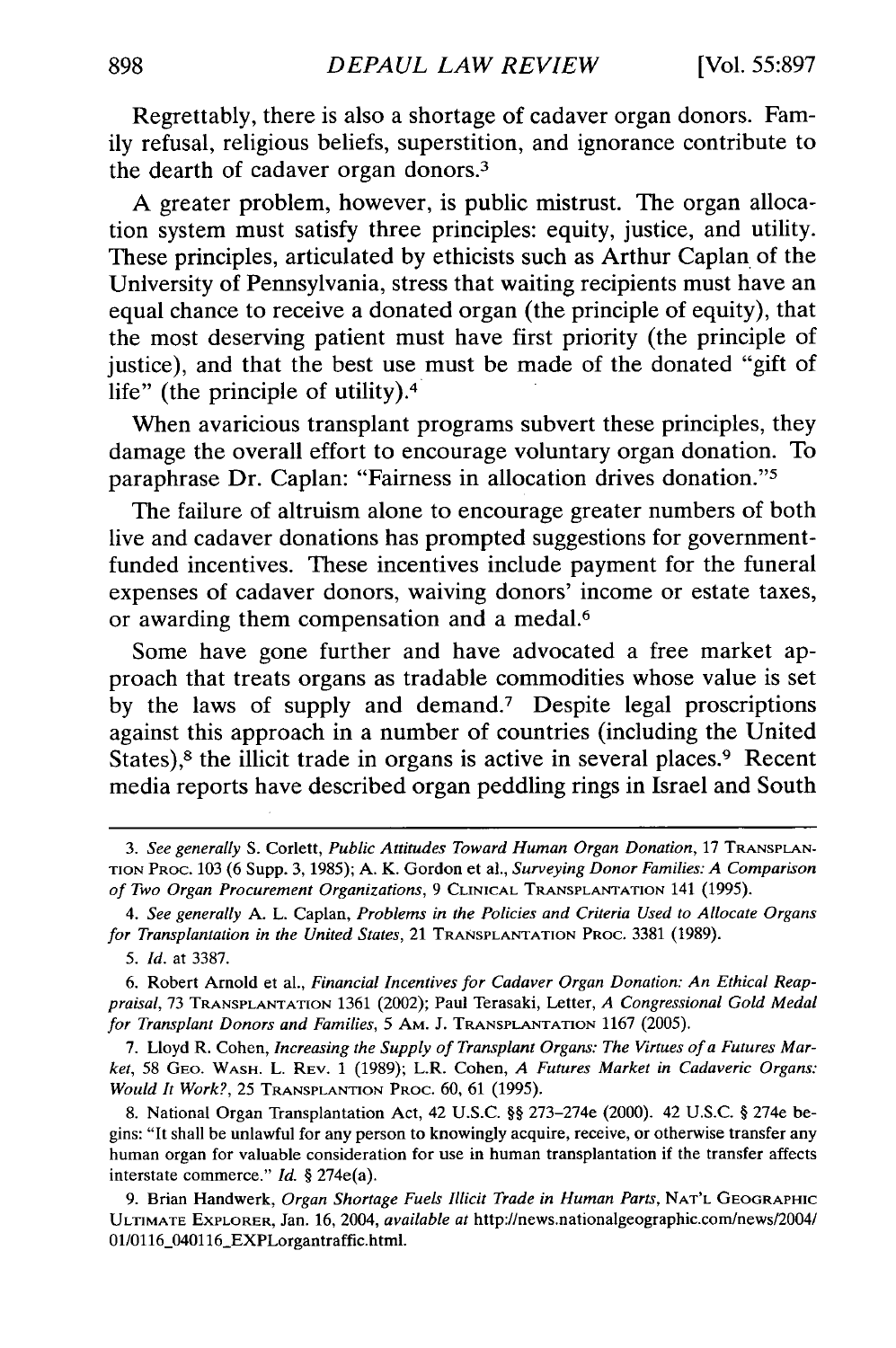Regrettably, there is also a shortage of cadaver organ donors. Family refusal, religious beliefs, superstition, and ignorance contribute to the dearth of cadaver organ donors.[3]

A greater problem, however, is public mistrust. The organ allocation system must satisfy three principles: equity, justice, and utility. These principles, articulated by ethicists such as Arthur Caplan of the University of Pennsylvania, stress that waiting recipients must have an equal chance to receive a donated organ (the principle of equity), that the most deserving patient must have first priority (the principle of justice), and that the best use must be made of the donated "gift of life" (the principle of utility).[4]

When avaricious transplant programs subvert these principles, they damage the overall effort to encourage voluntary organ donation. To paraphrase Dr. Caplan: "Fairness in allocation drives donation."[5]

The failure of altruism alone to encourage greater numbers of both live and cadaver donations has prompted suggestions for government-funded incentives. These incentives include payment for the funeral expenses of cadaver donors, waiving donors' income or estate taxes, or awarding them compensation and a medal.[6]

Some have gone further and have advocated a free market approach that treats organs as tradable commodities whose value is set by the laws of supply and demand.[7] Despite legal proscriptions against this approach in a number of countries (including the United States),[8] the illicit trade in organs is active in several places.[9] Recent media reports have described organ peddling rings in Israel and South

---

3. *See generally* S. Corlett, *Public Attitudes Toward Human Organ Donation*, 17 TRANSPLANTATION PROC. 103 (6 Supp. 3, 1985); A. K. Gordon et al., *Surveying Donor Families: A Comparison of Two Organ Procurement Organizations*, 9 CLINICAL TRANSPLANTATION 141 (1995).

4. *See generally* A. L. Caplan, *Problems in the Policies and Criteria Used to Allocate Organs for Transplantation in the United States*, 21 TRANSPLANTATION PROC. 3381 (1989).

5. *Id.* at 3387.

6. Robert Arnold et al., *Financial Incentives for Cadaver Organ Donation: An Ethical Reappraisal*, 73 TRANSPLANTATION 1361 (2002); Paul Terasaki, Letter, *A Congressional Gold Medal for Transplant Donors and Families*, 5 AM. J. TRANSPLANTATION 1167 (2005).

7. Lloyd R. Cohen, *Increasing the Supply of Transplant Organs: The Virtues of a Futures Market*, 58 GEO. WASH. L. REV. 1 (1989); L.R. Cohen, *A Futures Market in Cadaveric Organs: Would It Work?*, 25 TRANSPLANTION PROC. 60, 61 (1995).

8. National Organ Transplantation Act, 42 U.S.C. §§ 273–274e (2000). 42 U.S.C. § 274e begins: "It shall be unlawful for any person to knowingly acquire, receive, or otherwise transfer any human organ for valuable consideration for use in human transplantation if the transfer affects interstate commerce." *Id.* § 274e(a).

9. Brian Handwerk, *Organ Shortage Fuels Illicit Trade in Human Parts*, NAT'L GEOGRAPHIC ULTIMATE EXPLORER, Jan. 16, 2004, *available at* http://news.nationalgeographic.com/news/2004/01/0116_040116_EXPLorgantraffic.html.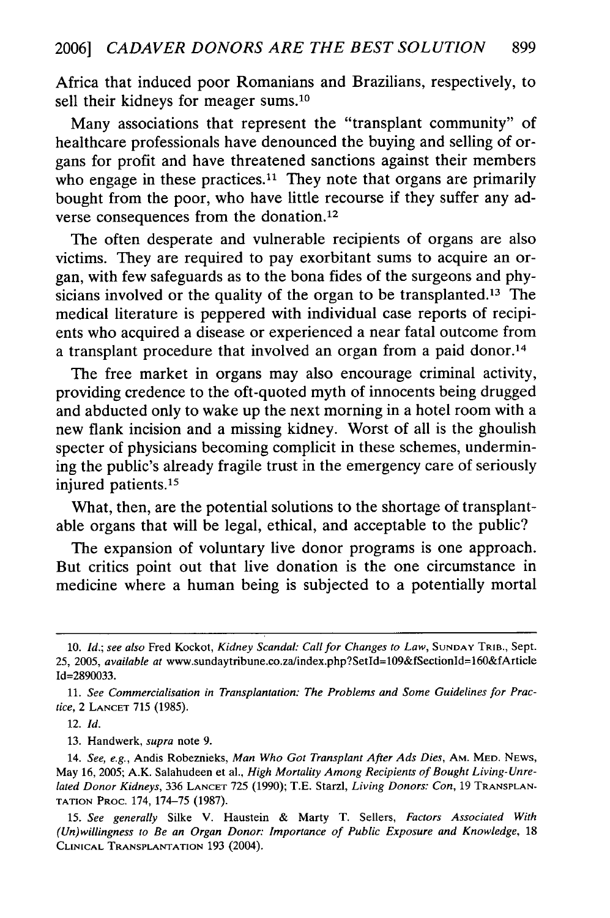Africa that induced poor Romanians and Brazilians, respectively, to sell their kidneys for meager sums.[10]

Many associations that represent the "transplant community" of healthcare professionals have denounced the buying and selling of organs for profit and have threatened sanctions against their members who engage in these practices.[11] They note that organs are primarily bought from the poor, who have little recourse if they suffer any adverse consequences from the donation.[12]

The often desperate and vulnerable recipients of organs are also victims. They are required to pay exorbitant sums to acquire an organ, with few safeguards as to the bona fides of the surgeons and physicians involved or the quality of the organ to be transplanted.[13] The medical literature is peppered with individual case reports of recipients who acquired a disease or experienced a near fatal outcome from a transplant procedure that involved an organ from a paid donor.[14]

The free market in organs may also encourage criminal activity, providing credence to the oft-quoted myth of innocents being drugged and abducted only to wake up the next morning in a hotel room with a new flank incision and a missing kidney. Worst of all is the ghoulish specter of physicians becoming complicit in these schemes, undermining the public's already fragile trust in the emergency care of seriously injured patients.[15]

What, then, are the potential solutions to the shortage of transplantable organs that will be legal, ethical, and acceptable to the public?

The expansion of voluntary live donor programs is one approach. But critics point out that live donation is the one circumstance in medicine where a human being is subjected to a potentially mortal

---

10. *Id.*; *see also* Fred Kockot, *Kidney Scandal: Call for Changes to Law*, SUNDAY TRIB., Sept. 25, 2005, *available at* www.sundaytribune.co.za/index.php?SetId=109&fSectionId=160&fArticleId=2890033.

11. *See Commercialisation in Transplantation: The Problems and Some Guidelines for Practice*, 2 LANCET 715 (1985).

12. *Id.*

13. Handwerk, *supra* note 9.

14. *See, e.g.*, Andis Robeznieks, *Man Who Got Transplant After Ads Dies*, AM. MED. NEWS, May 16, 2005; A.K. Salahudeen et al., *High Mortality Among Recipients of Bought Living-Unrelated Donor Kidneys*, 336 LANCET 725 (1990); T.E. Starzl, *Living Donors: Con*, 19 TRANSPLANTATION PROC. 174, 174–75 (1987).

15. *See generally* Silke V. Haustein & Marty T. Sellers, *Factors Associated With (Un)willingness to Be an Organ Donor: Importance of Public Exposure and Knowledge*, 18 CLINICAL TRANSPLANTATION 193 (2004).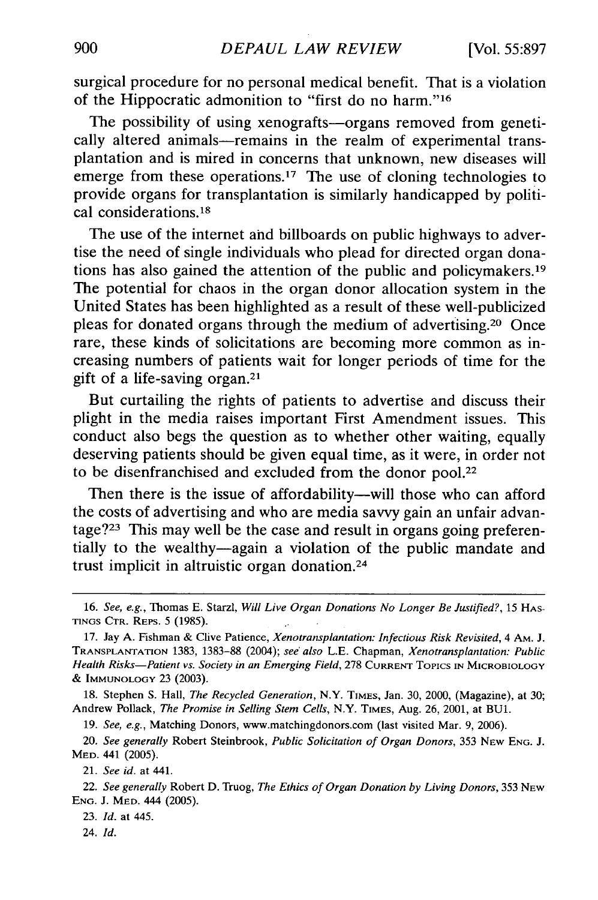surgical procedure for no personal medical benefit. That is a violation of the Hippocratic admonition to "first do no harm."[16]

The possibility of using xenografts—organs removed from genetically altered animals—remains in the realm of experimental transplantation and is mired in concerns that unknown, new diseases will emerge from these operations.[17] The use of cloning technologies to provide organs for transplantation is similarly handicapped by political considerations.[18]

The use of the internet and billboards on public highways to advertise the need of single individuals who plead for directed organ donations has also gained the attention of the public and policymakers.[19] The potential for chaos in the organ donor allocation system in the United States has been highlighted as a result of these well-publicized pleas for donated organs through the medium of advertising.[20] Once rare, these kinds of solicitations are becoming more common as increasing numbers of patients wait for longer periods of time for the gift of a life-saving organ.[21]

But curtailing the rights of patients to advertise and discuss their plight in the media raises important First Amendment issues. This conduct also begs the question as to whether other waiting, equally deserving patients should be given equal time, as it were, in order not to be disenfranchised and excluded from the donor pool.[22]

Then there is the issue of affordability—will those who can afford the costs of advertising and who are media savvy gain an unfair advantage?[23] This may well be the case and result in organs going preferentially to the wealthy—again a violation of the public mandate and trust implicit in altruistic organ donation.[24]

---

16. *See, e.g.*, Thomas E. Starzl, *Will Live Organ Donations No Longer Be Justified?*, 15 HASTINGS CTR. REPS. 5 (1985).

17. Jay A. Fishman & Clive Patience, *Xenotransplantation: Infectious Risk Revisited*, 4 AM. J. TRANSPLANTATION 1383, 1383–88 (2004); *see also* L.E. Chapman, *Xenotransplantation: Public Health Risks—Patient vs. Society in an Emerging Field*, 278 CURRENT TOPICS IN MICROBIOLOGY & IMMUNOLOGY 23 (2003).

18. Stephen S. Hall, *The Recycled Generation*, N.Y. TIMES, Jan. 30, 2000, (Magazine), at 30; Andrew Pollack, *The Promise in Selling Stem Cells*, N.Y. TIMES, Aug. 26, 2001, at BU1.

19. *See, e.g.*, Matching Donors, www.matchingdonors.com (last visited Mar. 9, 2006).

20. *See generally* Robert Steinbrook, *Public Solicitation of Organ Donors*, 353 NEW ENG. J. MED. 441 (2005).

21. *See id.* at 441.

22. *See generally* Robert D. Truog, *The Ethics of Organ Donation by Living Donors*, 353 NEW ENG. J. MED. 444 (2005).

23. *Id.* at 445.

24. *Id.*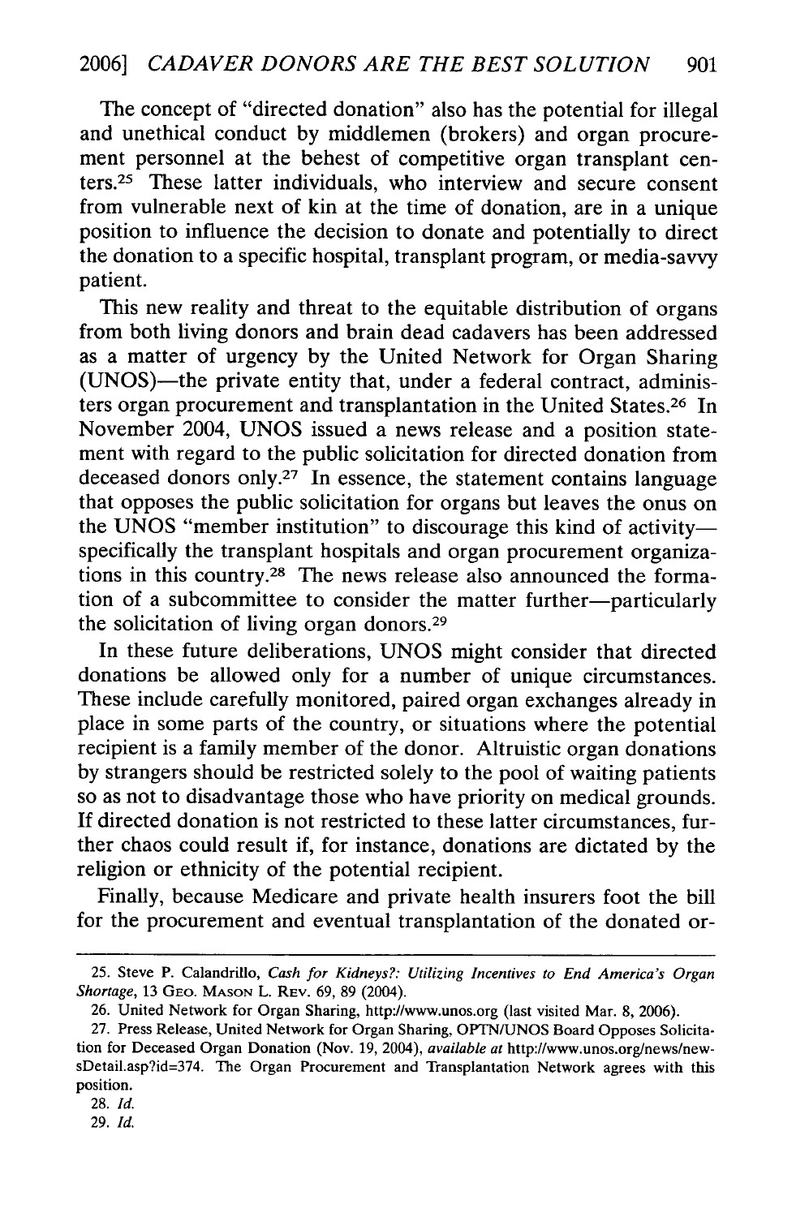The concept of "directed donation" also has the potential for illegal and unethical conduct by middlemen (brokers) and organ procurement personnel at the behest of competitive organ transplant centers.[25] These latter individuals, who interview and secure consent from vulnerable next of kin at the time of donation, are in a unique position to influence the decision to donate and potentially to direct the donation to a specific hospital, transplant program, or media-savvy patient.

This new reality and threat to the equitable distribution of organs from both living donors and brain dead cadavers has been addressed as a matter of urgency by the United Network for Organ Sharing (UNOS)—the private entity that, under a federal contract, administers organ procurement and transplantation in the United States.[26] In November 2004, UNOS issued a news release and a position statement with regard to the public solicitation for directed donation from deceased donors only.[27] In essence, the statement contains language that opposes the public solicitation for organs but leaves the onus on the UNOS "member institution" to discourage this kind of activity—specifically the transplant hospitals and organ procurement organizations in this country.[28] The news release also announced the formation of a subcommittee to consider the matter further—particularly the solicitation of living organ donors.[29]

In these future deliberations, UNOS might consider that directed donations be allowed only for a number of unique circumstances. These include carefully monitored, paired organ exchanges already in place in some parts of the country, or situations where the potential recipient is a family member of the donor. Altruistic organ donations by strangers should be restricted solely to the pool of waiting patients so as not to disadvantage those who have priority on medical grounds. If directed donation is not restricted to these latter circumstances, further chaos could result if, for instance, donations are dictated by the religion or ethnicity of the potential recipient.

Finally, because Medicare and private health insurers foot the bill for the procurement and eventual transplantation of the donated or-

---

25. Steve P. Calandrillo, *Cash for Kidneys?: Utilizing Incentives to End America's Organ Shortage*, 13 GEO. MASON L. REV. 69, 89 (2004).

26. United Network for Organ Sharing, http://www.unos.org (last visited Mar. 8, 2006).

27. Press Release, United Network for Organ Sharing, OPTN/UNOS Board Opposes Solicitation for Deceased Organ Donation (Nov. 19, 2004), *available at* http://www.unos.org/news/newsDetail.asp?id=374. The Organ Procurement and Transplantation Network agrees with this position.

28. *Id.*

29. *Id.*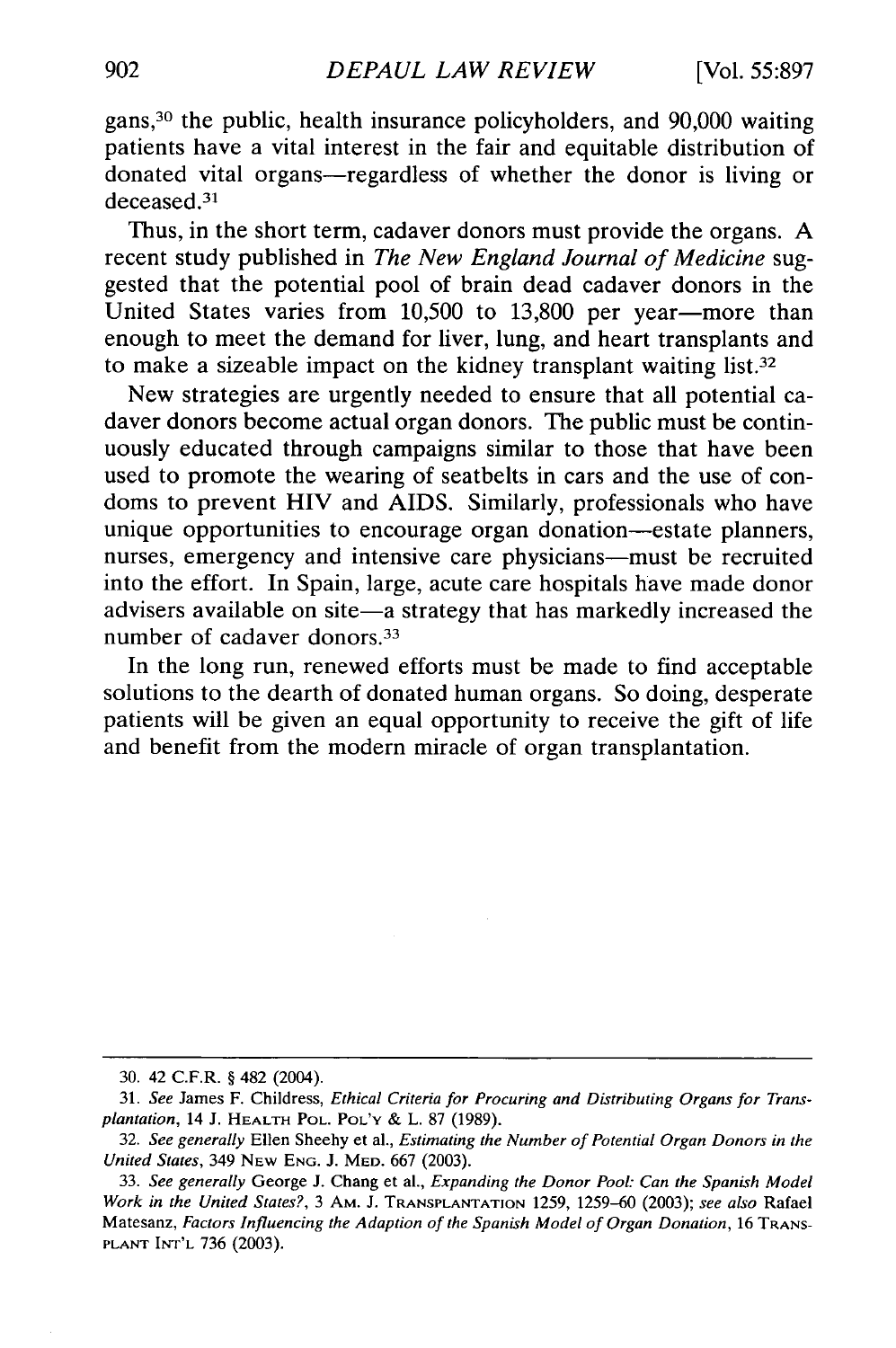gans,[30] the public, health insurance policyholders, and 90,000 waiting patients have a vital interest in the fair and equitable distribution of donated vital organs—regardless of whether the donor is living or deceased.[31]

Thus, in the short term, cadaver donors must provide the organs. A recent study published in *The New England Journal of Medicine* suggested that the potential pool of brain dead cadaver donors in the United States varies from 10,500 to 13,800 per year—more than enough to meet the demand for liver, lung, and heart transplants and to make a sizeable impact on the kidney transplant waiting list.[32]

New strategies are urgently needed to ensure that all potential cadaver donors become actual organ donors. The public must be continuously educated through campaigns similar to those that have been used to promote the wearing of seatbelts in cars and the use of condoms to prevent HIV and AIDS. Similarly, professionals who have unique opportunities to encourage organ donation—estate planners, nurses, emergency and intensive care physicians—must be recruited into the effort. In Spain, large, acute care hospitals have made donor advisers available on site—a strategy that has markedly increased the number of cadaver donors.[33]

In the long run, renewed efforts must be made to find acceptable solutions to the dearth of donated human organs. So doing, desperate patients will be given an equal opportunity to receive the gift of life and benefit from the modern miracle of organ transplantation.

---

30. 42 C.F.R. § 482 (2004).

31. *See* James F. Childress, *Ethical Criteria for Procuring and Distributing Organs for Transplantation*, 14 J. HEALTH POL. POL'Y & L. 87 (1989).

32. *See generally* Ellen Sheehy et al., *Estimating the Number of Potential Organ Donors in the United States*, 349 NEW ENG. J. MED. 667 (2003).

33. *See generally* George J. Chang et al., *Expanding the Donor Pool: Can the Spanish Model Work in the United States?*, 3 AM. J. TRANSPLANTATION 1259, 1259–60 (2003); *see also* Rafael Matesanz, *Factors Influencing the Adaption of the Spanish Model of Organ Donation*, 16 TRANSPLANT INT'L 736 (2003).